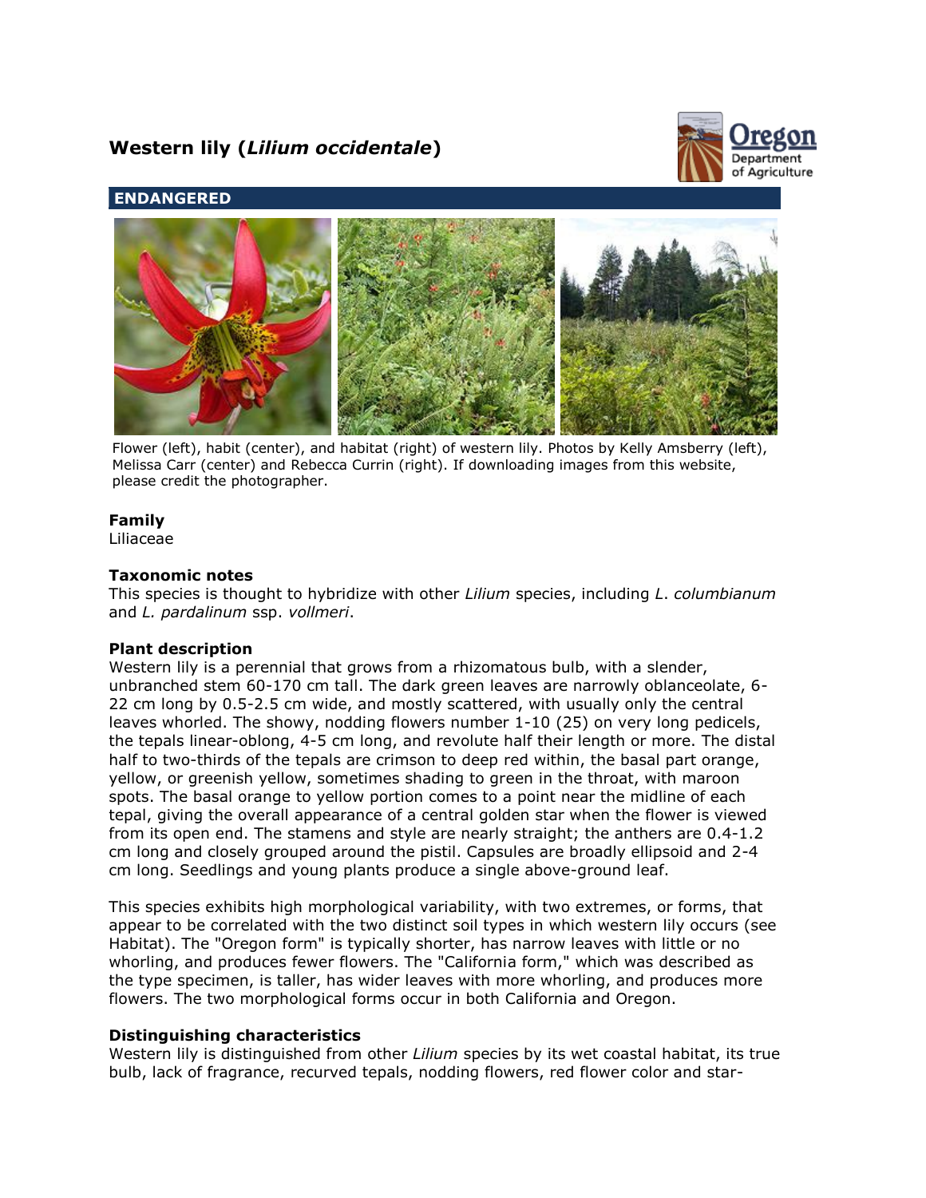# Western lily (*Lilium occidentale*)

**ENDANGERED**

Flower (left), habit (center), and habitat (right) of western lily. Photos by Kelly Amsberry (left), Melissa Carr (center) and Rebecca Currin (right). If downloading images from this website, please credit the photographer.

### Family

Liliaceae

### Taxonomic notes

This species is thought to hybridize with other *Lilium* species, including *L. columbianum* and *L. pardalinum* ssp. *vollmeri*.

### Plant description

Western lily is a perennial that grows from a rhizomatous bulb, with a slender, unbranched stem 60-170 cm tall. The dark green leaves are narrowly oblanceolate, 6-22 cm long by 0.5-2.5 cm wide, and mostly scattered, with usually only the central leaves whorled. The showy, nodding flowers number 1-10 (25) on very long pedicels, the tepals linear-oblong, 4-5 cm long, and revolute half their length or more. The distal half to two-thirds of the tepals are crimson to deep red within, the basal part orange, yellow, or greenish yellow, sometimes shading to green in the throat, with maroon spots. The basal orange to yellow portion comes to a point near the midline of each tepal, giving the overall appearance of a central golden star when the flower is viewed from its open end. The stamens and style are nearly straight; the anthers are 0.4-1.2 cm long and closely grouped around the pistil. Capsules are broadly ellipsoid and 2-4 cm long. Seedlings and young plants produce a single above-ground leaf.

This species exhibits high morphological variability, with two extremes, or forms, that appear to be correlated with the two distinct soil types in which western lily occurs (see Habitat). The "Oregon form" is typically shorter, has narrow leaves with little or no whorling, and produces fewer flowers. The "California form," which was described as the type specimen, is taller, has wider leaves with more whorling, and produces more flowers. The two morphological forms occur in both California and Oregon.

### Distinguishing characteristics

Western lily is distinguished from other *Lilium* species by its wet coastal habitat, its true bulb, lack of fragrance, recurved tepals, nodding flowers, red flower color and star-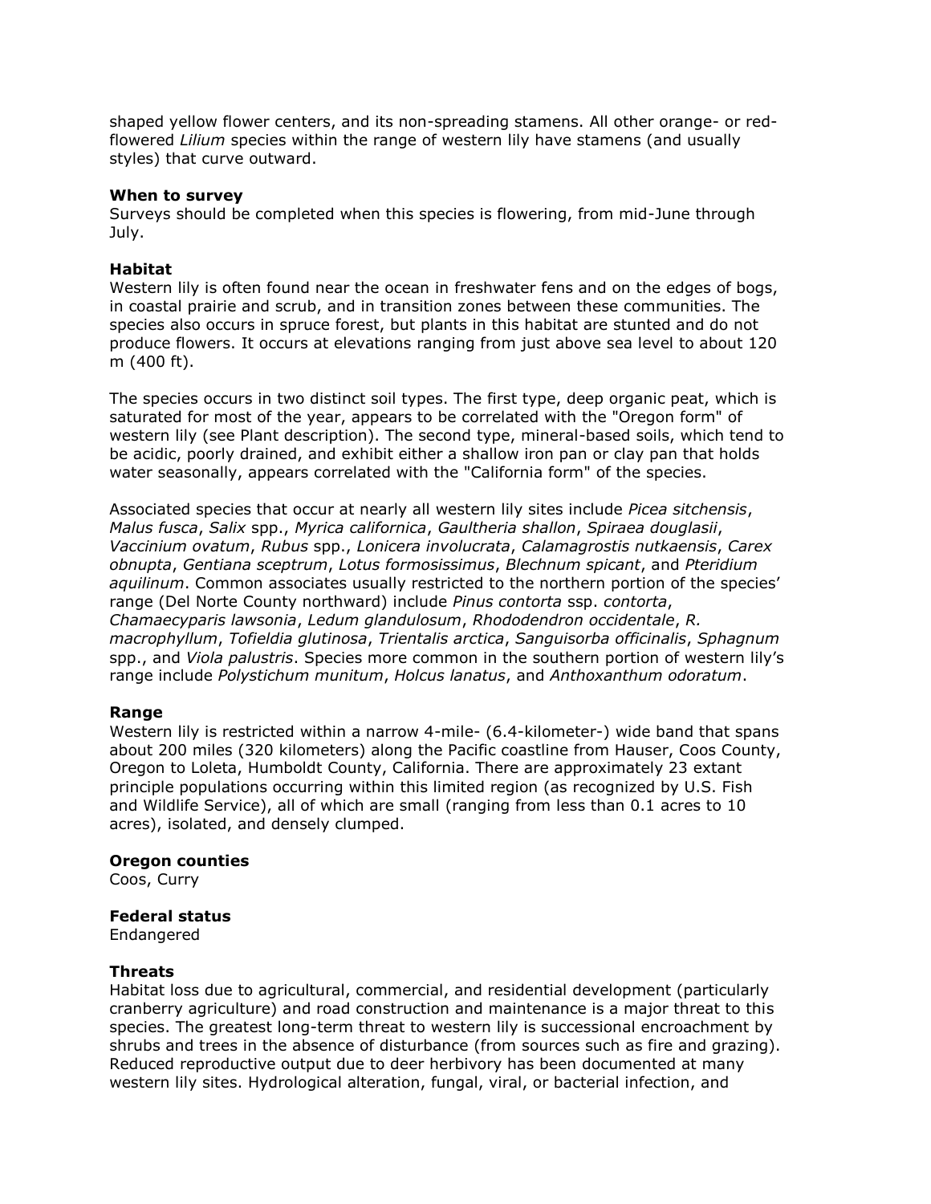shaped yellow flower centers, and its non-spreading stamens. All other orange- or red-flowered *Lilium* species within the range of western lily have stamens (and usually styles) that curve outward.

**When to survey**
Surveys should be completed when this species is flowering, from mid-June through July.

**Habitat**
Western lily is often found near the ocean in freshwater fens and on the edges of bogs, in coastal prairie and scrub, and in transition zones between these communities. The species also occurs in spruce forest, but plants in this habitat are stunted and do not produce flowers. It occurs at elevations ranging from just above sea level to about 120 m (400 ft).

The species occurs in two distinct soil types. The first type, deep organic peat, which is saturated for most of the year, appears to be correlated with the "Oregon form" of western lily (see Plant description). The second type, mineral-based soils, which tend to be acidic, poorly drained, and exhibit either a shallow iron pan or clay pan that holds water seasonally, appears correlated with the "California form" of the species.

Associated species that occur at nearly all western lily sites include *Picea sitchensis*, *Malus fusca*, *Salix* spp., *Myrica californica*, *Gaultheria shallon*, *Spiraea douglasii*, *Vaccinium ovatum*, *Rubus* spp., *Lonicera involucrata*, *Calamagrostis nutkaensis*, *Carex obnupta*, *Gentiana sceptrum*, *Lotus formosissimus*, *Blechnum spicant*, and *Pteridium aquilinum*. Common associates usually restricted to the northern portion of the species' range (Del Norte County northward) include *Pinus contorta* ssp. *contorta*, *Chamaecyparis lawsonia*, *Ledum glandulosum*, *Rhododendron occidentale*, *R. macrophyllum*, *Tofieldia glutinosa*, *Trientalis arctica*, *Sanguisorba officinalis*, *Sphagnum* spp., and *Viola palustris*. Species more common in the southern portion of western lily's range include *Polystichum munitum*, *Holcus lanatus*, and *Anthoxanthum odoratum*.

**Range**
Western lily is restricted within a narrow 4-mile- (6.4-kilometer-) wide band that spans about 200 miles (320 kilometers) along the Pacific coastline from Hauser, Coos County, Oregon to Loleta, Humboldt County, California. There are approximately 23 extant principle populations occurring within this limited region (as recognized by U.S. Fish and Wildlife Service), all of which are small (ranging from less than 0.1 acres to 10 acres), isolated, and densely clumped.

**Oregon counties**
Coos, Curry

**Federal status**
Endangered

**Threats**
Habitat loss due to agricultural, commercial, and residential development (particularly cranberry agriculture) and road construction and maintenance is a major threat to this species. The greatest long-term threat to western lily is successional encroachment by shrubs and trees in the absence of disturbance (from sources such as fire and grazing). Reduced reproductive output due to deer herbivory has been documented at many western lily sites. Hydrological alteration, fungal, viral, or bacterial infection, and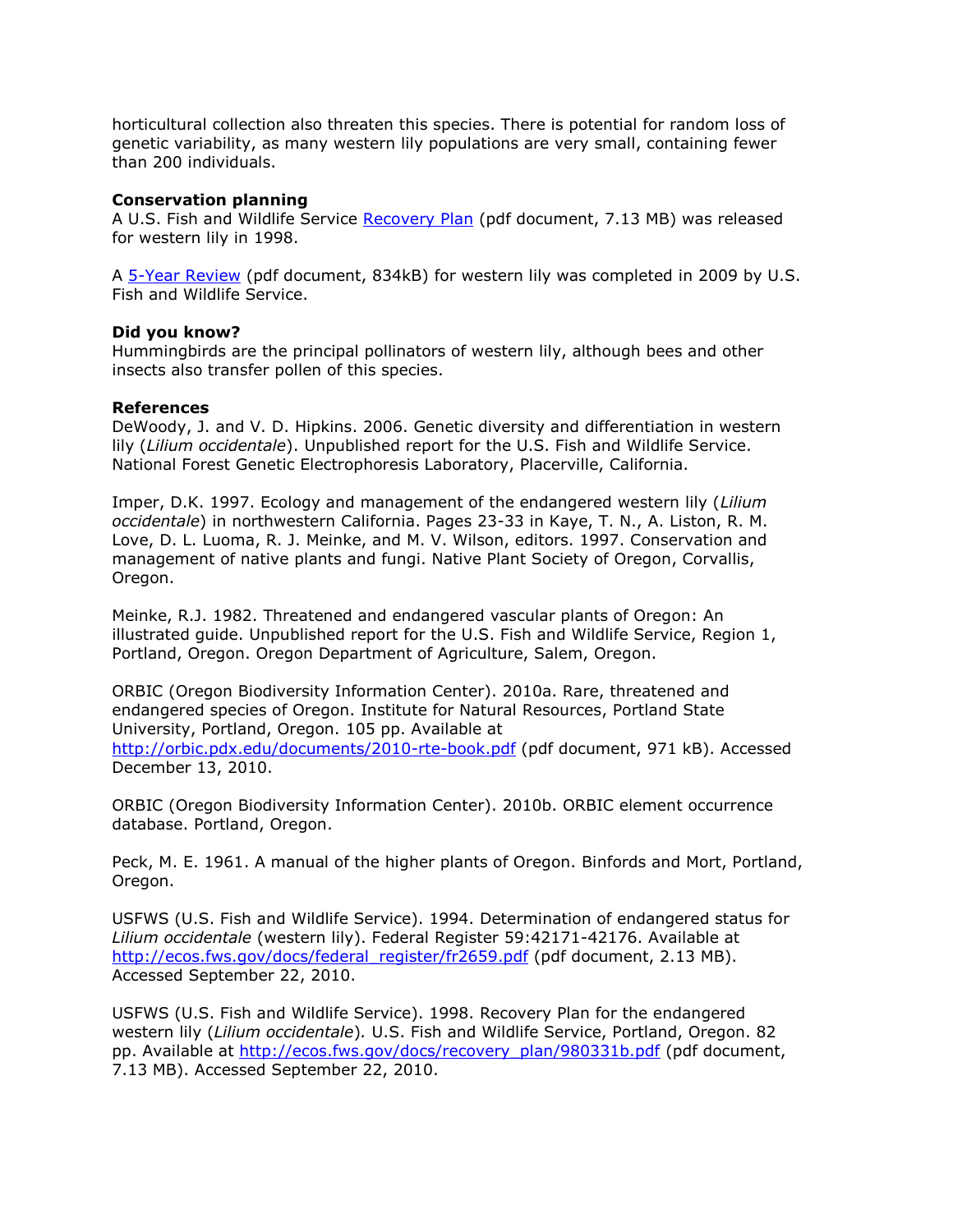horticultural collection also threaten this species. There is potential for random loss of genetic variability, as many western lily populations are very small, containing fewer than 200 individuals.

**Conservation planning**
A U.S. Fish and Wildlife Service [Recovery Plan](http://ecos.fws.gov/docs/recovery_plan/980331b.pdf) (pdf document, 7.13 MB) was released for western lily in 1998.

A 5-Year Review (pdf document, 834kB) for western lily was completed in 2009 by U.S. Fish and Wildlife Service.

**Did you know?**
Hummingbirds are the principal pollinators of western lily, although bees and other insects also transfer pollen of this species.

**References**
DeWoody, J. and V. D. Hipkins. 2006. Genetic diversity and differentiation in western lily (*Lilium occidentale*). Unpublished report for the U.S. Fish and Wildlife Service. National Forest Genetic Electrophoresis Laboratory, Placerville, California.

Imper, D.K. 1997. Ecology and management of the endangered western lily (*Lilium occidentale*) in northwestern California. Pages 23-33 in Kaye, T. N., A. Liston, R. M. Love, D. L. Luoma, R. J. Meinke, and M. V. Wilson, editors. 1997. Conservation and management of native plants and fungi. Native Plant Society of Oregon, Corvallis, Oregon.

Meinke, R.J. 1982. Threatened and endangered vascular plants of Oregon: An illustrated guide. Unpublished report for the U.S. Fish and Wildlife Service, Region 1, Portland, Oregon. Oregon Department of Agriculture, Salem, Oregon.

ORBIC (Oregon Biodiversity Information Center). 2010a. Rare, threatened and endangered species of Oregon. Institute for Natural Resources, Portland State University, Portland, Oregon. 105 pp. Available at http://orbic.pdx.edu/documents/2010-rte-book.pdf (pdf document, 971 kB). Accessed December 13, 2010.

ORBIC (Oregon Biodiversity Information Center). 2010b. ORBIC element occurrence database. Portland, Oregon.

Peck, M. E. 1961. A manual of the higher plants of Oregon. Binfords and Mort, Portland, Oregon.

USFWS (U.S. Fish and Wildlife Service). 1994. Determination of endangered status for *Lilium occidentale* (western lily). Federal Register 59:42171-42176. Available at http://ecos.fws.gov/docs/federal_register/fr2659.pdf (pdf document, 2.13 MB). Accessed September 22, 2010.

USFWS (U.S. Fish and Wildlife Service). 1998. Recovery Plan for the endangered western lily (*Lilium occidentale*). U.S. Fish and Wildlife Service, Portland, Oregon. 82 pp. Available at http://ecos.fws.gov/docs/recovery_plan/980331b.pdf (pdf document, 7.13 MB). Accessed September 22, 2010.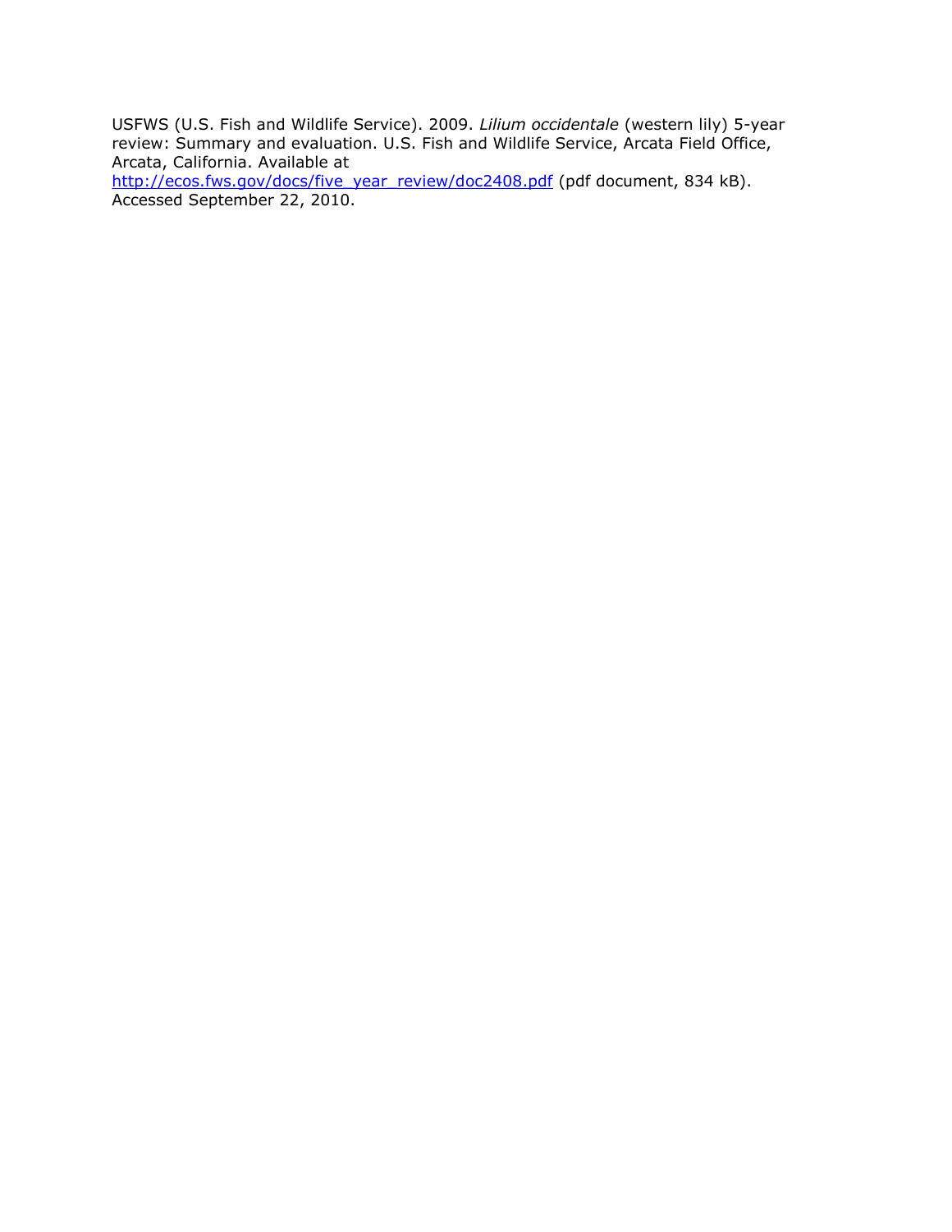USFWS (U.S. Fish and Wildlife Service). 2009. *Lilium occidentale* (western lily) 5-year review: Summary and evaluation. U.S. Fish and Wildlife Service, Arcata Field Office, Arcata, California. Available at [http://ecos.fws.gov/docs/five_year_review/doc2408.pdf](http://ecos.fws.gov/docs/five_year_review/doc2408.pdf) (pdf document, 834 kB). Accessed September 22, 2010.